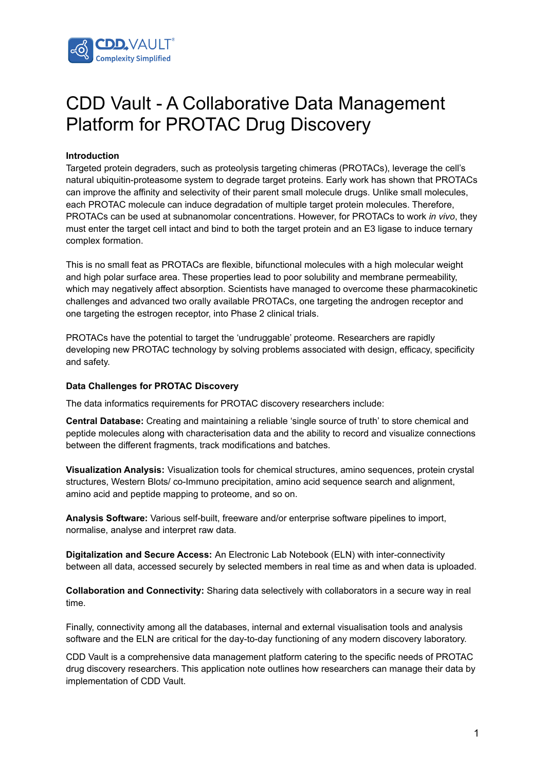# CDD Vault - A Collaborative Data Management Platform for PROTAC Drug Discovery

**Introduction**

Targeted protein degraders, such as proteolysis targeting chimeras (PROTACs), leverage the cell's natural ubiquitin-proteasome system to degrade target proteins. Early work has shown that PROTACs can improve the affinity and selectivity of their parent small molecule drugs. Unlike small molecules, each PROTAC molecule can induce degradation of multiple target protein molecules. Therefore, PROTACs can be used at subnanomolar concentrations. However, for PROTACs to work *in vivo*, they must enter the target cell intact and bind to both the target protein and an E3 ligase to induce ternary complex formation.

This is no small feat as PROTACs are flexible, bifunctional molecules with a high molecular weight and high polar surface area. These properties lead to poor solubility and membrane permeability, which may negatively affect absorption. Scientists have managed to overcome these pharmacokinetic challenges and advanced two orally available PROTACs, one targeting the androgen receptor and one targeting the estrogen receptor, into Phase 2 clinical trials.

PROTACs have the potential to target the 'undruggable' proteome. Researchers are rapidly developing new PROTAC technology by solving problems associated with design, efficacy, specificity and safety.

**Data Challenges for PROTAC Discovery**

The data informatics requirements for PROTAC discovery researchers include:

**Central Database:** Creating and maintaining a reliable 'single source of truth' to store chemical and peptide molecules along with characterisation data and the ability to record and visualize connections between the different fragments, track modifications and batches.

**Visualization Analysis:** Visualization tools for chemical structures, amino sequences, protein crystal structures, Western Blots/ co-Immuno precipitation, amino acid sequence search and alignment, amino acid and peptide mapping to proteome, and so on.

**Analysis Software:** Various self-built, freeware and/or enterprise software pipelines to import, normalise, analyse and interpret raw data.

**Digitalization and Secure Access:** An Electronic Lab Notebook (ELN) with inter-connectivity between all data, accessed securely by selected members in real time as and when data is uploaded.

**Collaboration and Connectivity:** Sharing data selectively with collaborators in a secure way in real time.

Finally, connectivity among all the databases, internal and external visualisation tools and analysis software and the ELN are critical for the day-to-day functioning of any modern discovery laboratory.

CDD Vault is a comprehensive data management platform catering to the specific needs of PROTAC drug discovery researchers. This application note outlines how researchers can manage their data by implementation of CDD Vault.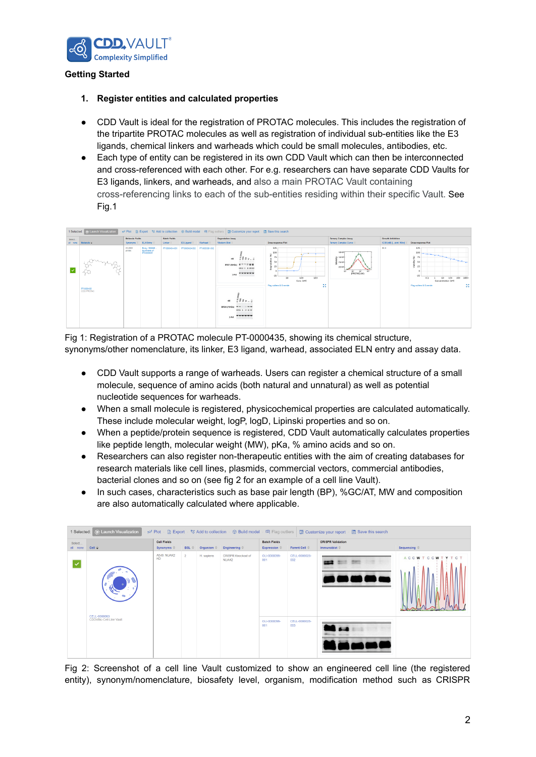**Getting Started**

1. **Register entities and calculated properties**

- CDD Vault is ideal for the registration of PROTAC molecules. This includes the registration of the tripartite PROTAC molecules as well as registration of individual sub-entities like the E3 ligands, chemical linkers and warheads which could be small molecules, antibodies, etc.
- Each type of entity can be registered in its own CDD Vault which can then be interconnected and cross-referenced with each other. For e.g. researchers can have separate CDD Vaults for E3 ligands, linkers, and warheads, and also a main PROTAC Vault containing cross-referencing links to each of the sub-entities residing within their specific Vault. See Fig.1

Fig 1: Registration of a PROTAC molecule PT-0000435, showing its chemical structure, synonyms/other nomenclature, its linker, E3 ligand, warhead, associated ELN entry and assay data.

- CDD Vault supports a range of warheads. Users can register a chemical structure of a small molecule, sequence of amino acids (both natural and unnatural) as well as potential nucleotide sequences for warheads.
- When a small molecule is registered, physicochemical properties are calculated automatically. These include molecular weight, logP, logD, Lipinski properties and so on.
- When a peptide/protein sequence is registered, CDD Vault automatically calculates properties like peptide length, molecular weight (MW), pKa, % amino acids and so on.
- Researchers can also register non-therapeutic entities with the aim of creating databases for research materials like cell lines, plasmids, commercial vectors, commercial antibodies, bacterial clones and so on (see fig 2 for an example of a cell line Vault).
- In such cases, characteristics such as base pair length (BP), %GC/AT, MW and composition are also automatically calculated where applicable.

Fig 2: Screenshot of a cell line Vault customized to show an engineered cell line (the registered entity), synonym/nomenclature, biosafety level, organism, modification method such as CRISPR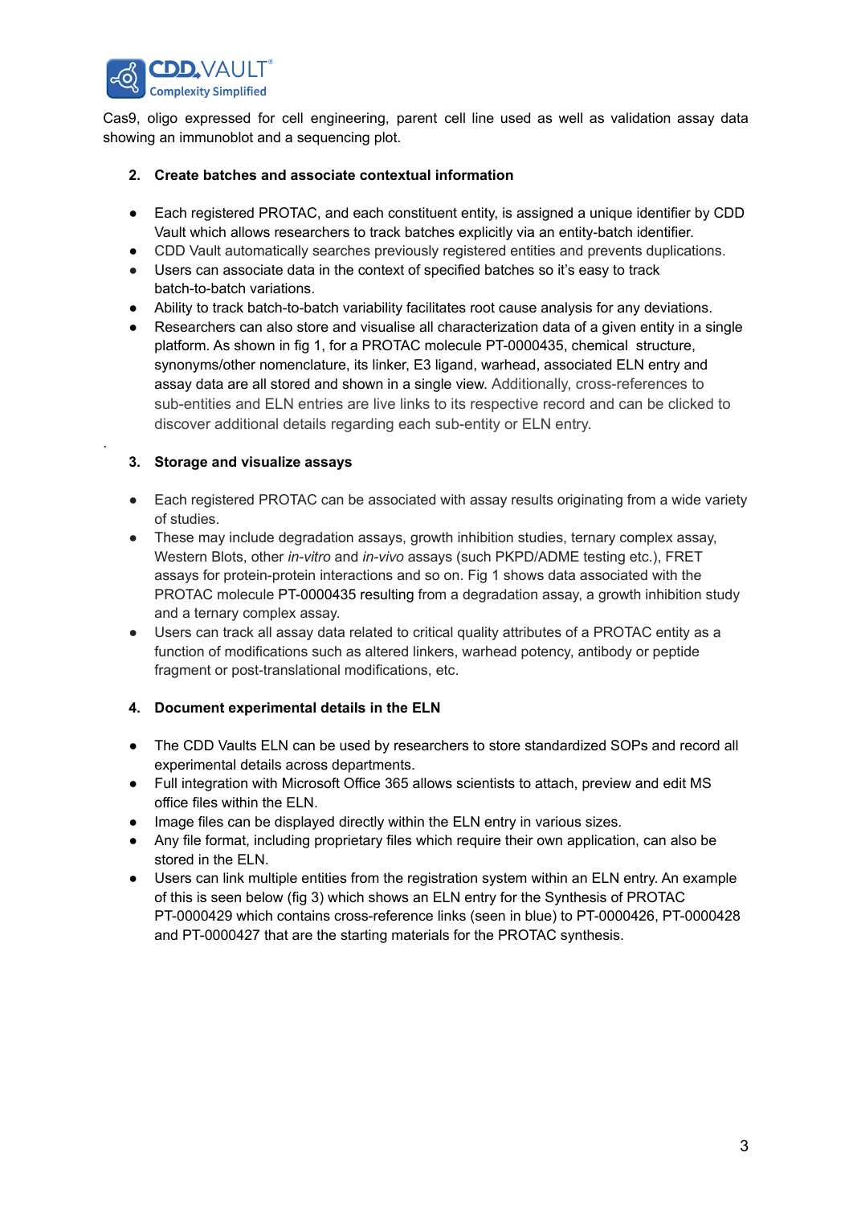Cas9, oligo expressed for cell engineering, parent cell line used as well as validation assay data showing an immunoblot and a sequencing plot.

2. **Create batches and associate contextual information**

- Each registered PROTAC, and each constituent entity, is assigned a unique identifier by CDD Vault which allows researchers to track batches explicitly via an entity-batch identifier.
- CDD Vault automatically searches previously registered entities and prevents duplications.
- Users can associate data in the context of specified batches so it's easy to track batch-to-batch variations.
- Ability to track batch-to-batch variability facilitates root cause analysis for any deviations.
- Researchers can also store and visualise all characterization data of a given entity in a single platform. As shown in fig 1, for a PROTAC molecule PT-0000435, chemical structure, synonyms/other nomenclature, its linker, E3 ligand, warhead, associated ELN entry and assay data are all stored and shown in a single view. Additionally, cross-references to sub-entities and ELN entries are live links to its respective record and can be clicked to discover additional details regarding each sub-entity or ELN entry.

.

3. **Storage and visualize assays**

- Each registered PROTAC can be associated with assay results originating from a wide variety of studies.
- These may include degradation assays, growth inhibition studies, ternary complex assay, Western Blots, other *in-vitro* and *in-vivo* assays (such PKPD/ADME testing etc.), FRET assays for protein-protein interactions and so on. Fig 1 shows data associated with the PROTAC molecule PT-0000435 resulting from a degradation assay, a growth inhibition study and a ternary complex assay.
- Users can track all assay data related to critical quality attributes of a PROTAC entity as a function of modifications such as altered linkers, warhead potency, antibody or peptide fragment or post-translational modifications, etc.

4. **Document experimental details in the ELN**

- The CDD Vaults ELN can be used by researchers to store standardized SOPs and record all experimental details across departments.
- Full integration with Microsoft Office 365 allows scientists to attach, preview and edit MS office files within the ELN.
- Image files can be displayed directly within the ELN entry in various sizes.
- Any file format, including proprietary files which require their own application, can also be stored in the ELN.
- Users can link multiple entities from the registration system within an ELN entry. An example of this is seen below (fig 3) which shows an ELN entry for the Synthesis of PROTAC PT-0000429 which contains cross-reference links (seen in blue) to PT-0000426, PT-0000428 and PT-0000427 that are the starting materials for the PROTAC synthesis.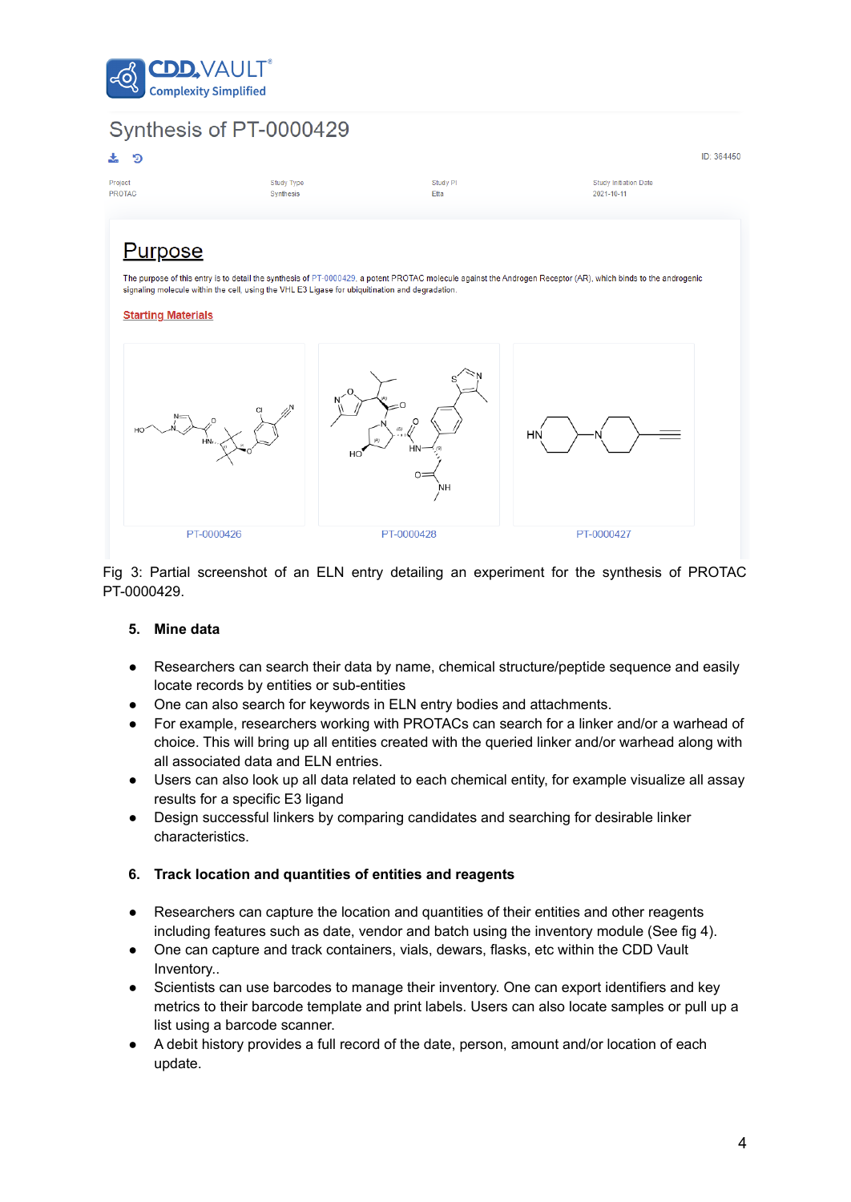Synthesis of PT-0000429

ID: 364450

| Project | Study Type | Study PI | Study Initiation Date |
| --- | --- | --- | --- |
| PROTAC | Synthesis | Etta | 2021-10-11 |

## Purpose

The purpose of this entry is to detail the synthesis of PT-0000429, a potent PROTAC molecule against the Androgen Receptor (AR), which binds to the androgenic signaling molecule within the cell, using the VHL E3 Ligase for ubiquitination and degradation.

**Starting Materials**

PT-0000426 PT-0000428 PT-0000427

Fig 3: Partial screenshot of an ELN entry detailing an experiment for the synthesis of PROTAC PT-0000429.

### 5. Mine data

- Researchers can search their data by name, chemical structure/peptide sequence and easily locate records by entities or sub-entities
- One can also search for keywords in ELN entry bodies and attachments.
- For example, researchers working with PROTACs can search for a linker and/or a warhead of choice. This will bring up all entities created with the queried linker and/or warhead along with all associated data and ELN entries.
- Users can also look up all data related to each chemical entity, for example visualize all assay results for a specific E3 ligand
- Design successful linkers by comparing candidates and searching for desirable linker characteristics.

### 6. Track location and quantities of entities and reagents

- Researchers can capture the location and quantities of their entities and other reagents including features such as date, vendor and batch using the inventory module (See fig 4).
- One can capture and track containers, vials, dewars, flasks, etc within the CDD Vault Inventory..
- Scientists can use barcodes to manage their inventory. One can export identifiers and key metrics to their barcode template and print labels. Users can also locate samples or pull up a list using a barcode scanner.
- A debit history provides a full record of the date, person, amount and/or location of each update.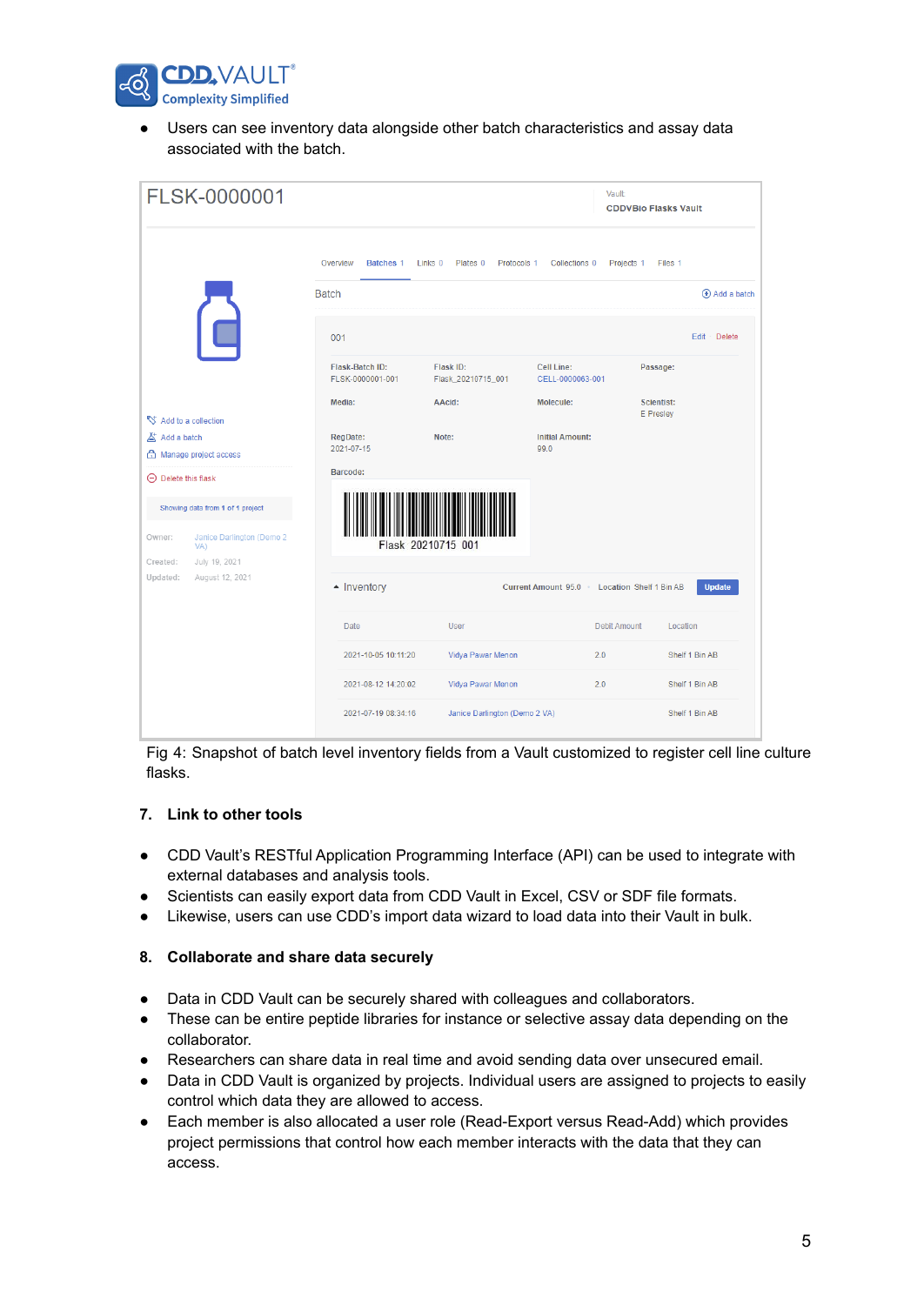- Users can see inventory data alongside other batch characteristics and assay data associated with the batch.

Fig 4: Snapshot of batch level inventory fields from a Vault customized to register cell line culture flasks.

## 7. Link to other tools

- CDD Vault's RESTful Application Programming Interface (API) can be used to integrate with external databases and analysis tools.
- Scientists can easily export data from CDD Vault in Excel, CSV or SDF file formats.
- Likewise, users can use CDD's import data wizard to load data into their Vault in bulk.

## 8. Collaborate and share data securely

- Data in CDD Vault can be securely shared with colleagues and collaborators.
- These can be entire peptide libraries for instance or selective assay data depending on the collaborator.
- Researchers can share data in real time and avoid sending data over unsecured email.
- Data in CDD Vault is organized by projects. Individual users are assigned to projects to easily control which data they are allowed to access.
- Each member is also allocated a user role (Read-Export versus Read-Add) which provides project permissions that control how each member interacts with the data that they can access.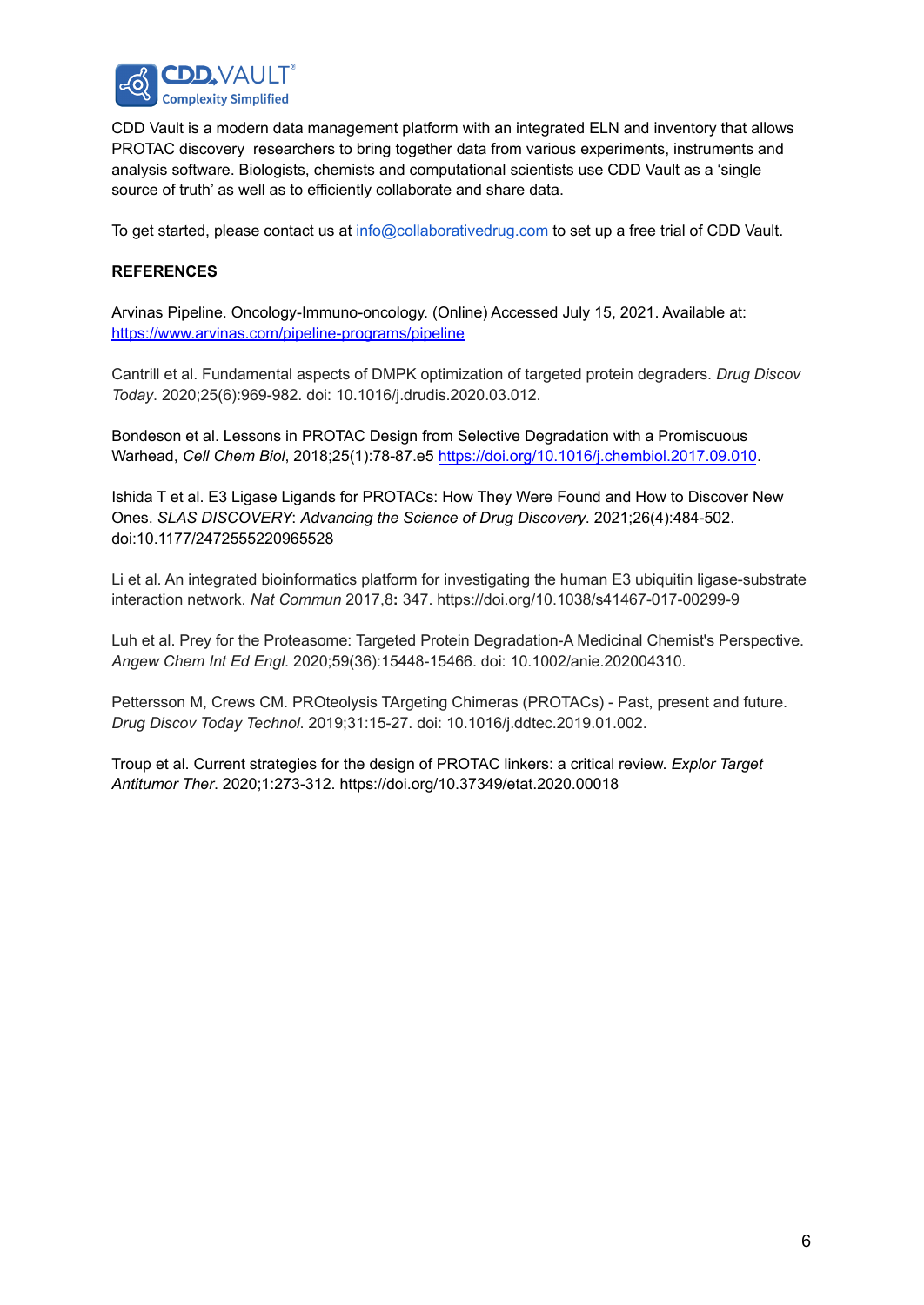CDD Vault is a modern data management platform with an integrated ELN and inventory that allows PROTAC discovery researchers to bring together data from various experiments, instruments and analysis software. Biologists, chemists and computational scientists use CDD Vault as a 'single source of truth' as well as to efficiently collaborate and share data.

To get started, please contact us at [info@collaborativedrug.com](mailto:info@collaborativedrug.com) to set up a free trial of CDD Vault.

**REFERENCES**

Arvinas Pipeline. Oncology-Immuno-oncology. (Online) Accessed July 15, 2021. Available at: [https://www.arvinas.com/pipeline-programs/pipeline](https://www.arvinas.com/pipeline-programs/pipeline)

Cantrill et al. Fundamental aspects of DMPK optimization of targeted protein degraders. *Drug Discov Today*. 2020;25(6):969-982. doi: 10.1016/j.drudis.2020.03.012.

Bondeson et al. Lessons in PROTAC Design from Selective Degradation with a Promiscuous Warhead, *Cell Chem Biol*, 2018;25(1):78-87.e5 [https://doi.org/10.1016/j.chembiol.2017.09.010](https://doi.org/10.1016/j.chembiol.2017.09.010).

Ishida T et al. E3 Ligase Ligands for PROTACs: How They Were Found and How to Discover New Ones. *SLAS DISCOVERY*: *Advancing the Science of Drug Discovery*. 2021;26(4):484-502. doi:10.1177/2472555220965528

Li et al. An integrated bioinformatics platform for investigating the human E3 ubiquitin ligase-substrate interaction network. *Nat Commun* 2017,8**:** 347. https://doi.org/10.1038/s41467-017-00299-9

Luh et al. Prey for the Proteasome: Targeted Protein Degradation-A Medicinal Chemist's Perspective. *Angew Chem Int Ed Engl*. 2020;59(36):15448-15466. doi: 10.1002/anie.202004310.

Pettersson M, Crews CM. PROteolysis TArgeting Chimeras (PROTACs) - Past, present and future. *Drug Discov Today Technol*. 2019;31:15-27. doi: 10.1016/j.ddtec.2019.01.002.

Troup et al. Current strategies for the design of PROTAC linkers: a critical review. *Explor Target Antitumor Ther*. 2020;1:273-312. https://doi.org/10.37349/etat.2020.00018